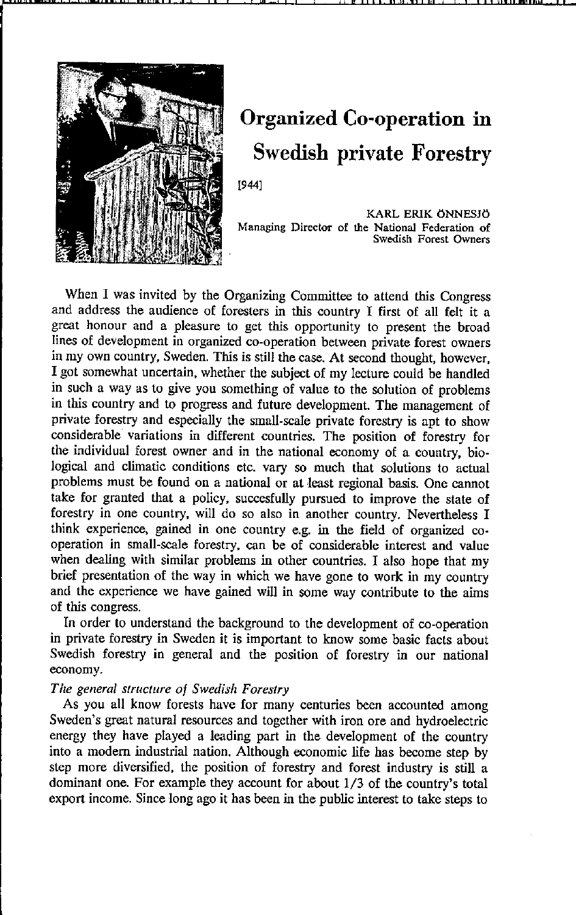# Organized Co-operation in Swedish private Forestry

[944]

KARL ERIK ÖNNESJÖ
Managing Director of the National Federation of Swedish Forest Owners

When I was invited by the Organizing Committee to attend this Congress and address the audience of foresters in this country I first of all felt it a great honour and a pleasure to get this opportunity to present the broad lines of development in organized co-operation between private forest owners in my own country, Sweden. This is still the case. At second thought, however, I got somewhat uncertain, whether the subject of my lecture could be handled in such a way as to give you something of value to the solution of problems in this country and to progress and future development. The management of private forestry and especially the small-scale private forestry is apt to show considerable variations in different countries. The position of forestry for the individual forest owner and in the national economy of a country, biological and climatic conditions etc. vary so much that solutions to actual problems must be found on a national or at least regional basis. One cannot take for granted that a policy, succesfully pursued to improve the state of forestry in one country, will do so also in another country. Nevertheless I think experience, gained in one country e.g. in the field of organized co-operation in small-scale forestry, can be of considerable interest and value when dealing with similar problems in other countries. I also hope that my brief presentation of the way in which we have gone to work in my country and the experience we have gained will in some way contribute to the aims of this congress.

In order to understand the background to the development of co-operation in private forestry in Sweden it is important to know some basic facts about Swedish forestry in general and the position of forestry in our national economy.

*The general structure of Swedish Forestry*

As you all know forests have for many centuries been accounted among Sweden's great natural resources and together with iron ore and hydroelectric energy they have played a leading part in the development of the country into a modern industrial nation. Although economic life has become step by step more diversified, the position of forestry and forest industry is still a dominant one. For example they account for about 1/3 of the country's total export income. Since long ago it has been in the public interest to take steps to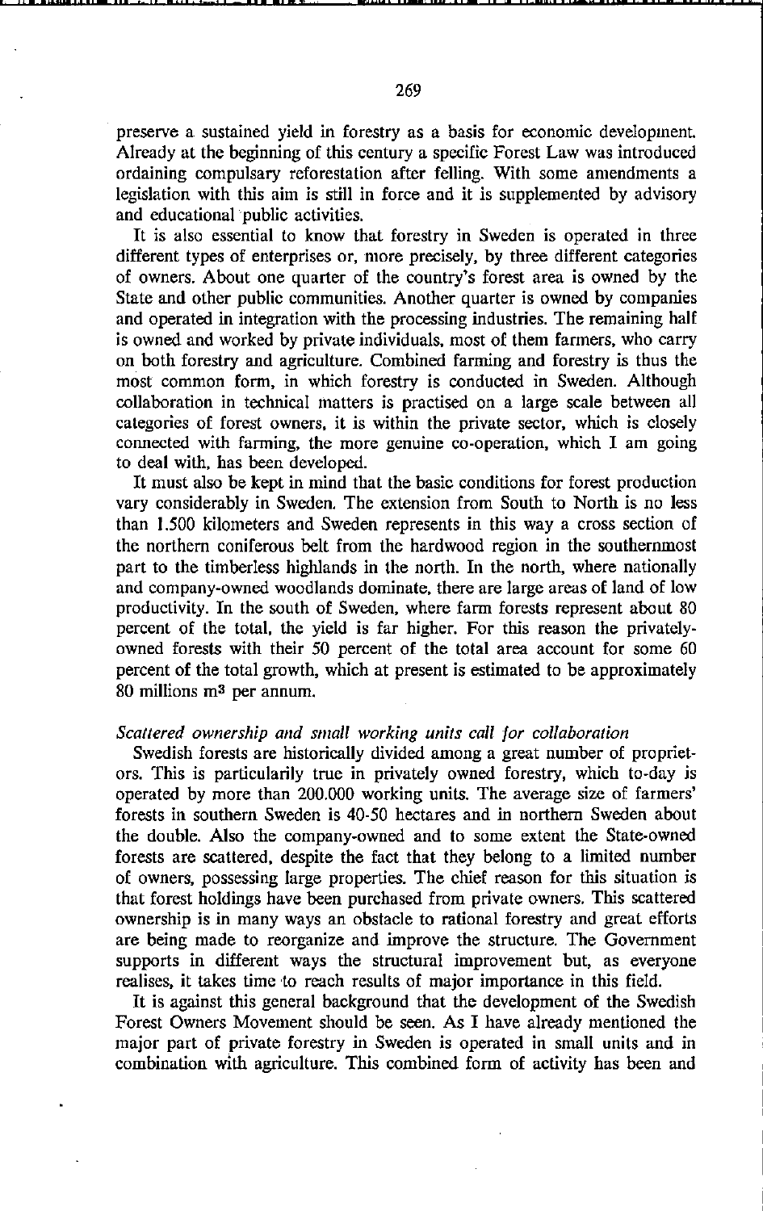preserve a sustained yield in forestry as a basis for economic development. Already at the beginning of this century a specific Forest Law was introduced ordaining compulsary reforestation after felling. With some amendments a legislation with this aim is still in force and it is supplemented by advisory and educational public activities.

It is also essential to know that forestry in Sweden is operated in three different types of enterprises or, more precisely, by three different categories of owners. About one quarter of the country's forest area is owned by the State and other public communities. Another quarter is owned by companies and operated in integration with the processing industries. The remaining half is owned and worked by private individuals, most of them farmers, who carry on both forestry and agriculture. Combined farming and forestry is thus the most common form, in which forestry is conducted in Sweden. Although collaboration in technical matters is practised on a large scale between all categories of forest owners, it is within the private sector, which is closely connected with farming, the more genuine co-operation, which I am going to deal with, has been developed.

It must also be kept in mind that the basic conditions for forest production vary considerably in Sweden. The extension from South to North is no less than 1.500 kilometers and Sweden represents in this way a cross section of the northern coniferous belt from the hardwood region in the southernmost part to the timberless highlands in the north. In the north, where nationally and company-owned woodlands dominate, there are large areas of land of low productivity. In the south of Sweden, where farm forests represent about 80 percent of the total, the yield is far higher. For this reason the privately-owned forests with their 50 percent of the total area account for some 60 percent of the total growth, which at present is estimated to be approximately 80 millions m³ per annum.

*Scattered ownership and small working units call for collaboration*

Swedish forests are historically divided among a great number of propriet­ors. This is particularly true in privately owned forestry, which to-day is operated by more than 200.000 working units. The average size of farmers' forests in southern Sweden is 40-50 hectares and in northern Sweden about the double. Also the company-owned and to some extent the State-owned forests are scattered, despite the fact that they belong to a limited number of owners, possessing large properties. The chief reason for this situation is that forest holdings have been purchased from private owners. This scattered ownership is in many ways an obstacle to rational forestry and great efforts are being made to reorganize and improve the structure. The Government supports in different ways the structural improvement but, as everyone realises, it takes time to reach results of major importance in this field.

It is against this general background that the development of the Swedish Forest Owners Movement should be seen. As I have already mentioned the major part of private forestry in Sweden is operated in small units and in combination with agriculture. This combined form of activity has been and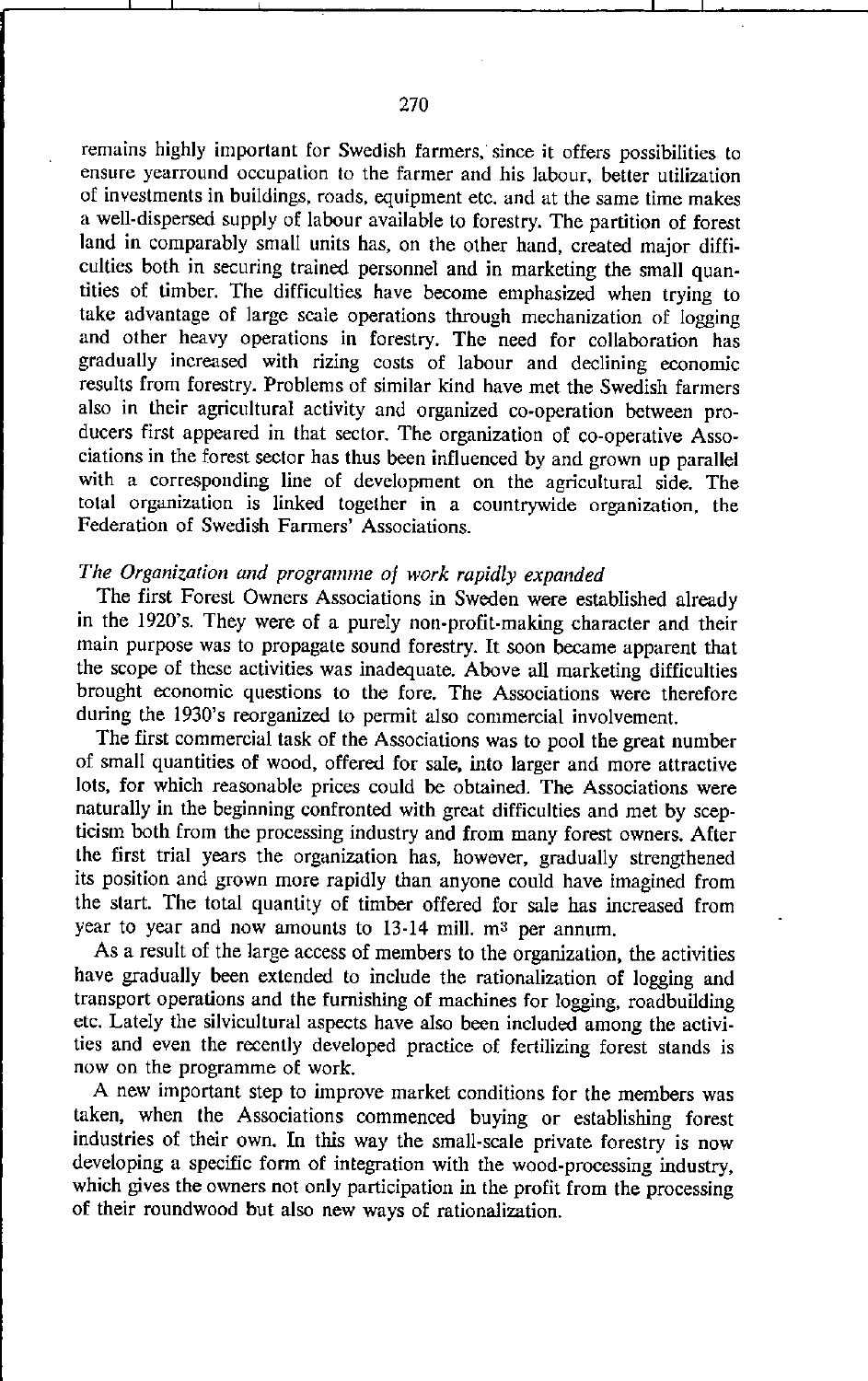remains highly important for Swedish farmers, since it offers possibilities to ensure yearround occupation to the farmer and his labour, better utilization of investments in buildings, roads, equipment etc. and at the same time makes a well-dispersed supply of labour available to forestry. The partition of forest land in comparably small units has, on the other hand, created major difficulties both in securing trained personnel and in marketing the small quantities of timber. The difficulties have become emphasized when trying to take advantage of large scale operations through mechanization of logging and other heavy operations in forestry. The need for collaboration has gradually increased with rizing costs of labour and declining economic results from forestry. Problems of similar kind have met the Swedish farmers also in their agricultural activity and organized co-operation between producers first appeared in that sector. The organization of co-operative Associations in the forest sector has thus been influenced by and grown up parallel with a corresponding line of development on the agricultural side. The total organization is linked together in a countrywide organization, the Federation of Swedish Farmers' Associations.

*The Organization and programme of work rapidly expanded*

The first Forest Owners Associations in Sweden were established already in the 1920's. They were of a purely non-profit-making character and their main purpose was to propagate sound forestry. It soon became apparent that the scope of these activities was inadequate. Above all marketing difficulties brought economic questions to the fore. The Associations were therefore during the 1930's reorganized to permit also commercial involvement.

The first commercial task of the Associations was to pool the great number of small quantities of wood, offered for sale, into larger and more attractive lots, for which reasonable prices could be obtained. The Associations were naturally in the beginning confronted with great difficulties and met by scepticism both from the processing industry and from many forest owners. After the first trial years the organization has, however, gradually strengthened its position and grown more rapidly than anyone could have imagined from the start. The total quantity of timber offered for sale has increased from year to year and now amounts to 13-14 mill. $m^3$ per annum.

As a result of the large access of members to the organization, the activities have gradually been extended to include the rationalization of logging and transport operations and the furnishing of machines for logging, roadbuilding etc. Lately the silvicultural aspects have also been included among the activities and even the recently developed practice of fertilizing forest stands is now on the programme of work.

A new important step to improve market conditions for the members was taken, when the Associations commenced buying or establishing forest industries of their own. In this way the small-scale private forestry is now developing a specific form of integration with the wood-processing industry, which gives the owners not only participation in the profit from the processing of their roundwood but also new ways of rationalization.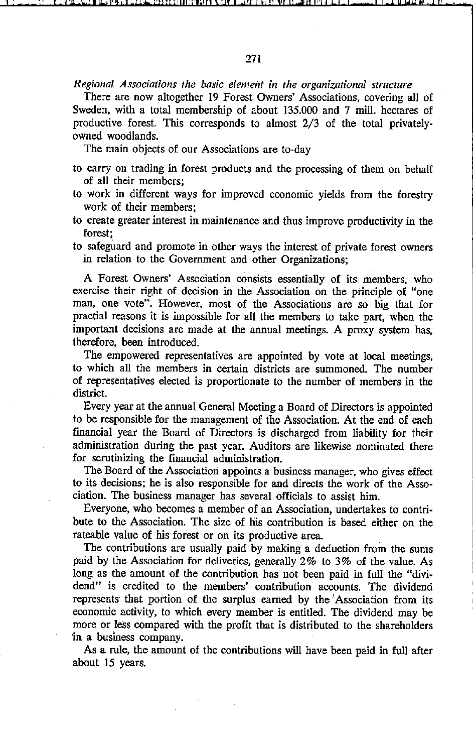*Regional Associations the basic element in the organizational structure*

There are now altogether 19 Forest Owners' Associations, covering all of Sweden, with a total membership of about 135.000 and 7 mill. hectares of productive forest. This corresponds to almost 2/3 of the total privately-owned woodlands.

The main objects of our Associations are to-day

- to carry on trading in forest products and the processing of them on behalf of all their members;
- to work in different ways for improved economic yields from the forestry work of their members;
- to create greater interest in maintenance and thus improve productivity in the forest;
- to safeguard and promote in other ways the interest of private forest owners in relation to the Government and other Organizations;

A Forest Owners' Association consists essentially of its members, who exercise their right of decision in the Association on the principle of "one man, one vote". However, most of the Associations are so big that for practial reasons it is impossible for all the members to take part, when the important decisions are made at the annual meetings. A proxy system has, therefore, been introduced.

The empowered representatives are appointed by vote at local meetings, to which all the members in certain districts are summoned. The number of representatives elected is proportionate to the number of members in the district.

Every year at the annual General Meeting a Board of Directors is appointed to be responsible for the management of the Association. At the end of each financial year the Board of Directors is discharged from liability for their administration during the past year. Auditors are likewise nominated there for scrutinizing the financial administration.

The Board of the Association appoints a business manager, who gives effect to its decisions; he is also responsible for and directs the work of the Association. The business manager has several officials to assist him.

Everyone, who becomes a member of an Association, undertakes to contribute to the Association. The size of his contribution is based either on the rateable value of his forest or on its productive area.

The contributions are usually paid by making a deduction from the sums paid by the Association for deliveries, generally 2% to 3% of the value. As long as the amount of the contribution has not been paid in full the "dividend" is credited to the members' contribution accounts. The dividend represents that portion of the surplus earned by the Association from its economic activity, to which every member is entitled. The dividend may be more or less compared with the profit that is distributed to the shareholders in a business company.

As a rule, the amount of the contributions will have been paid in full after about 15 years.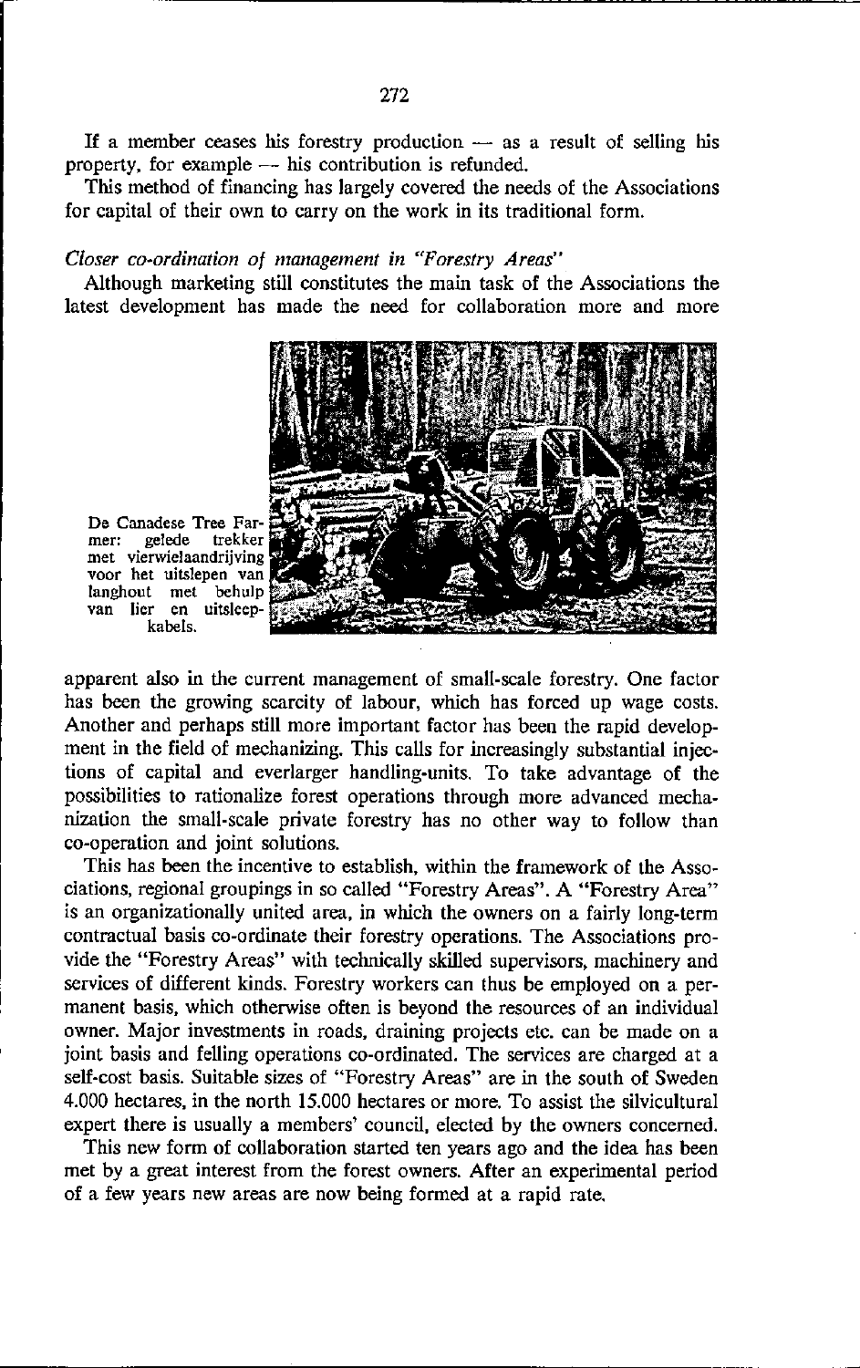If a member ceases his forestry production — as a result of selling his property, for example — his contribution is refunded.

This method of financing has largely covered the needs of the Associations for capital of their own to carry on the work in its traditional form.

*Closer co-ordination of management in "Forestry Areas"*

Although marketing still constitutes the main task of the Associations the latest development has made the need for collaboration more and more apparent also in the current management of small-scale forestry. One factor has been the growing scarcity of labour, which has forced up wage costs. Another and perhaps still more important factor has been the rapid development in the field of mechanizing. This calls for increasingly substantial injections of capital and everlarger handling-units. To take advantage of the possibilities to rationalize forest operations through more advanced mechanization the small-scale private forestry has no other way to follow than co-operation and joint solutions.

De Canadese Tree Farmer: gelede trekker met vierwielaandrijving voor het uitslepen van langhout met behulp van lier en uitsleepkabels.

This has been the incentive to establish, within the framework of the Associations, regional groupings in so called "Forestry Areas". A "Forestry Area" is an organizationally united area, in which the owners on a fairly long-term contractual basis co-ordinate their forestry operations. The Associations provide the "Forestry Areas" with technically skilled supervisors, machinery and services of different kinds. Forestry workers can thus be employed on a permanent basis, which otherwise often is beyond the resources of an individual owner. Major investments in roads, draining projects etc. can be made on a joint basis and felling operations co-ordinated. The services are charged at a self-cost basis. Suitable sizes of "Forestry Areas" are in the south of Sweden 4.000 hectares, in the north 15.000 hectares or more. To assist the silvicultural expert there is usually a members' council, elected by the owners concerned.

This new form of collaboration started ten years ago and the idea has been met by a great interest from the forest owners. After an experimental period of a few years new areas are now being formed at a rapid rate.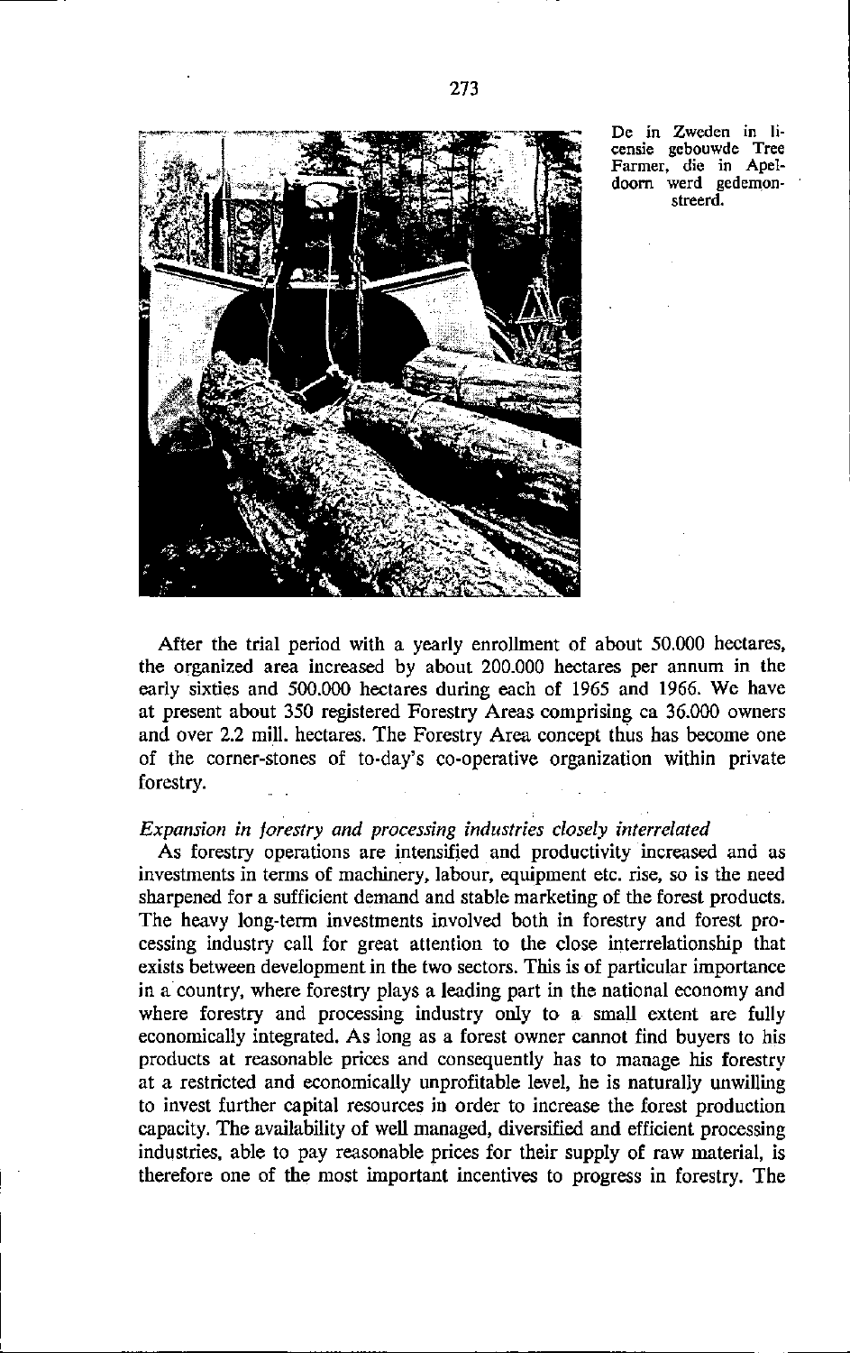De in Zweden in licensie gebouwde Tree Farmer, die in Apeldoorn werd gedemonstreerd.

After the trial period with a yearly enrollment of about 50.000 hectares, the organized area increased by about 200.000 hectares per annum in the early sixties and 500.000 hectares during each of 1965 and 1966. We have at present about 350 registered Forestry Areas comprising ca 36.000 owners and over 2.2 mill. hectares. The Forestry Area concept thus has become one of the corner-stones of to-day's co-operative organization within private forestry.

*Expansion in forestry and processing industries closely interrelated*

As forestry operations are intensified and productivity increased and as investments in terms of machinery, labour, equipment etc. rise, so is the need sharpened for a sufficient demand and stable marketing of the forest products. The heavy long-term investments involved both in forestry and forest processing industry call for great attention to the close interrelationship that exists between development in the two sectors. This is of particular importance in a country, where forestry plays a leading part in the national economy and where forestry and processing industry only to a small extent are fully economically integrated. As long as a forest owner cannot find buyers to his products at reasonable prices and consequently has to manage his forestry at a restricted and economically unprofitable level, he is naturally unwilling to invest further capital resources in order to increase the forest production capacity. The availability of well managed, diversified and efficient processing industries, able to pay reasonable prices for their supply of raw material, is therefore one of the most important incentives to progress in forestry. The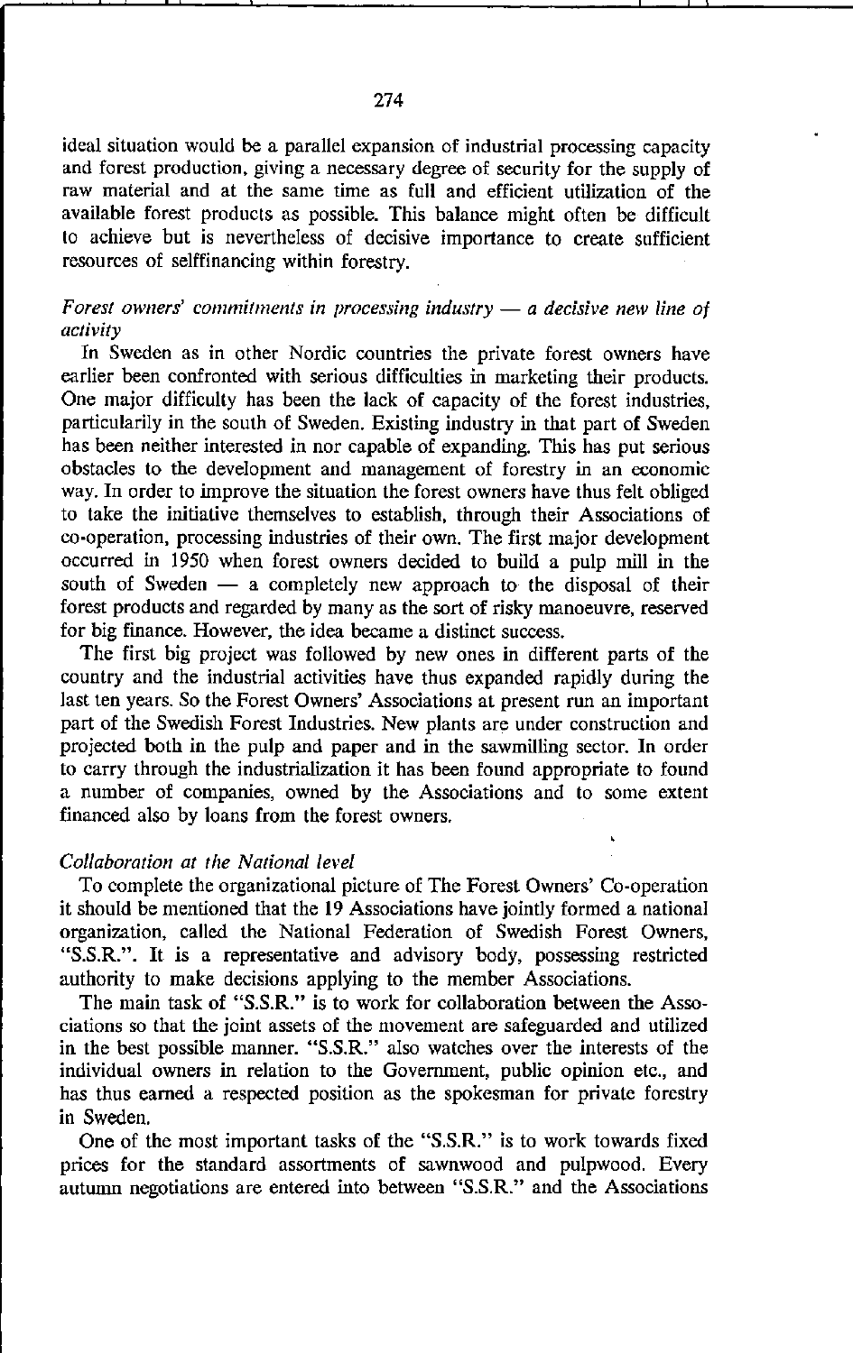ideal situation would be a parallel expansion of industrial processing capacity and forest production, giving a necessary degree of security for the supply of raw material and at the same time as full and efficient utilization of the available forest products as possible. This balance might often be difficult to achieve but is nevertheless of decisive importance to create sufficient resources of selffinancing within forestry.

*Forest owners' commitments in processing industry — a decisive new line of activity*

In Sweden as in other Nordic countries the private forest owners have earlier been confronted with serious difficulties in marketing their products. One major difficulty has been the lack of capacity of the forest industries, particularily in the south of Sweden. Existing industry in that part of Sweden has been neither interested in nor capable of expanding. This has put serious obstacles to the development and management of forestry in an economic way. In order to improve the situation the forest owners have thus felt obliged to take the initiative themselves to establish, through their Associations of co-operation, processing industries of their own. The first major development occurred in 1950 when forest owners decided to build a pulp mill in the south of Sweden — a completely new approach to the disposal of their forest products and regarded by many as the sort of risky manoeuvre, reserved for big finance. However, the idea became a distinct success.

The first big project was followed by new ones in different parts of the country and the industrial activities have thus expanded rapidly during the last ten years. So the Forest Owners' Associations at present run an important part of the Swedish Forest Industries. New plants are under construction and projected both in the pulp and paper and in the sawmilling sector. In order to carry through the industrialization it has been found appropriate to found a number of companies, owned by the Associations and to some extent financed also by loans from the forest owners.

*Collaboration at the National level*

To complete the organizational picture of The Forest Owners' Co-operation it should be mentioned that the 19 Associations have jointly formed a national organization, called the National Federation of Swedish Forest Owners, "S.S.R.". It is a representative and advisory body, possessing restricted authority to make decisions applying to the member Associations.

The main task of "S.S.R." is to work for collaboration between the Associations so that the joint assets of the movement are safeguarded and utilized in the best possible manner. "S.S.R." also watches over the interests of the individual owners in relation to the Government, public opinion etc., and has thus earned a respected position as the spokesman for private forestry in Sweden.

One of the most important tasks of the "S.S.R." is to work towards fixed prices for the standard assortments of sawnwood and pulpwood. Every autumn negotiations are entered into between "S.S.R." and the Associations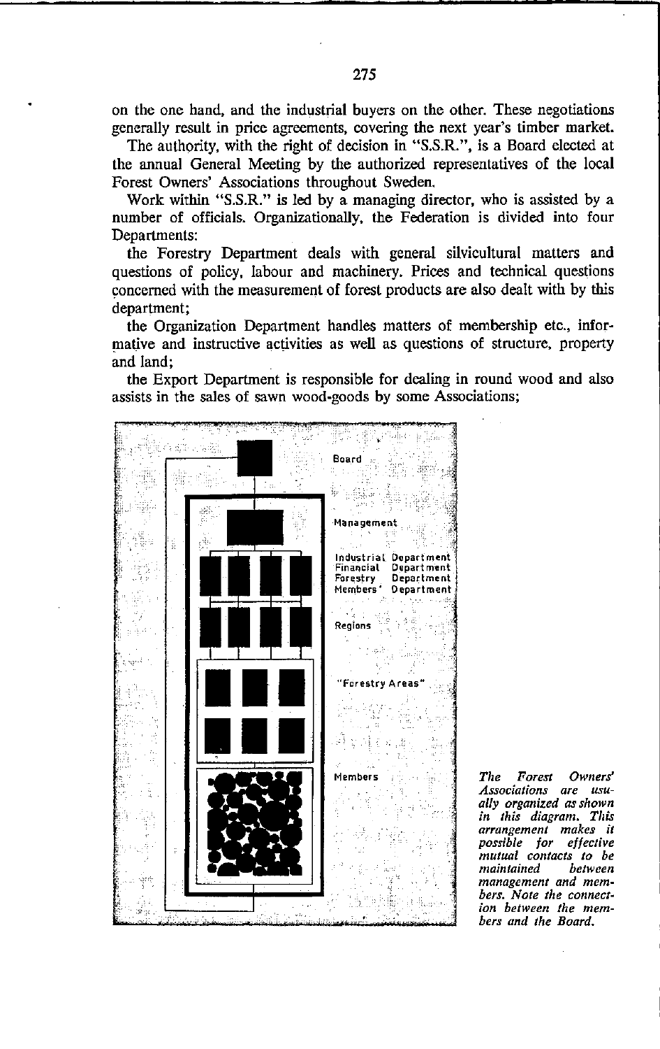on the one hand, and the industrial buyers on the other. These negotiations generally result in price agreements, covering the next year's timber market.

The authority, with the right of decision in "S.S.R.", is a Board elected at the annual General Meeting by the authorized representatives of the local Forest Owners' Associations throughout Sweden.

Work within "S.S.R." is led by a managing director, who is assisted by a number of officials. Organizationally, the Federation is divided into four Departments:

the Forestry Department deals with general silvicultural matters and questions of policy, labour and machinery. Prices and technical questions concerned with the measurement of forest products are also dealt with by this department;

the Organization Department handles matters of membership etc., informative and instructive activities as well as questions of structure, property and land;

the Export Department is responsible for dealing in round wood and also assists in the sales of sawn wood-goods by some Associations;

Board

Management

Industrial Department
Financial Department
Forestry Department
Members' Department

Regions

"Forestry Areas"

Members

*The Forest Owners' Associations are usually organized as shown in this diagram. This arrangement makes it possible for effective mutual contacts to be maintained between management and members. Note the connection between the members and the Board.*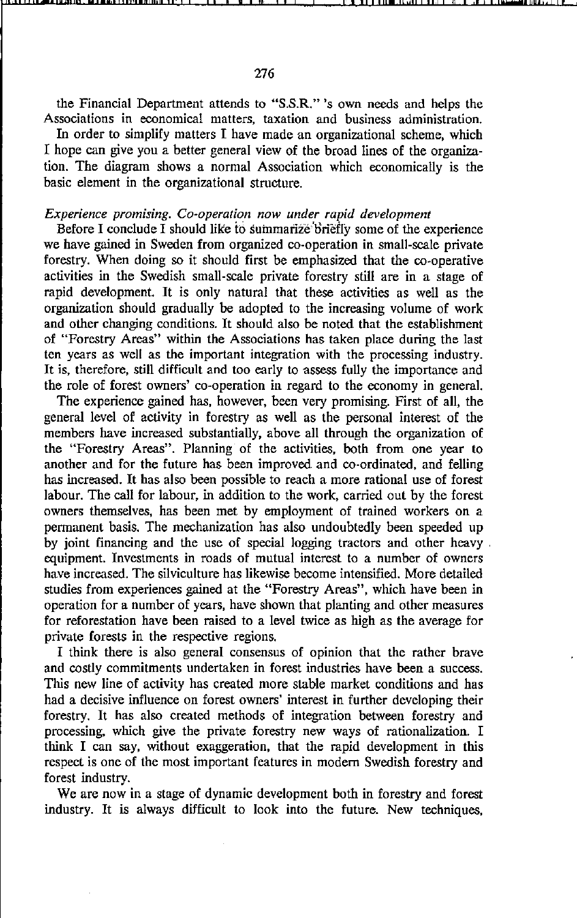the Financial Department attends to "S.S.R." 's own needs and helps the Associations in economical matters, taxation and business administration.

In order to simplify matters I have made an organizational scheme, which I hope can give you a better general view of the broad lines of the organization. The diagram shows a normal Association which economically is the basic element in the organizational structure.

*Experience promising. Co-operation now under rapid development*

Before I conclude I should like to summarize briefly some of the experience we have gained in Sweden from organized co-operation in small-scale private forestry. When doing so it should first be emphasized that the co-operative activities in the Swedish small-scale private forestry still are in a stage of rapid development. It is only natural that these activities as well as the organization should gradually be adopted to the increasing volume of work and other changing conditions. It should also be noted that the establishment of "Forestry Areas" within the Associations has taken place during the last ten years as well as the important integration with the processing industry. It is, therefore, still difficult and too early to assess fully the importance and the role of forest owners' co-operation in regard to the economy in general.

The experience gained has, however, been very promising. First of all, the general level of activity in forestry as well as the personal interest of the members have increased substantially, above all through the organization of the "Forestry Areas". Planning of the activities, both from one year to another and for the future has been improved and co-ordinated, and felling has increased. It has also been possible to reach a more rational use of forest labour. The call for labour, in addition to the work, carried out by the forest owners themselves, has been met by employment of trained workers on a permanent basis. The mechanization has also undoubtedly been speeded up by joint financing and the use of special logging tractors and other heavy equipment. Investments in roads of mutual interest to a number of owners have increased. The silviculture has likewise become intensified. More detailed studies from experiences gained at the "Forestry Areas", which have been in operation for a number of years, have shown that planting and other measures for reforestation have been raised to a level twice as high as the average for private forests in the respective regions.

I think there is also general consensus of opinion that the rather brave and costly commitments undertaken in forest industries have been a success. This new line of activity has created more stable market conditions and has had a decisive influence on forest owners' interest in further developing their forestry. It has also created methods of integration between forestry and processing, which give the private forestry new ways of rationalization. I think I can say, without exaggeration, that the rapid development in this respect is one of the most important features in modern Swedish forestry and forest industry.

We are now in a stage of dynamic development both in forestry and forest industry. It is always difficult to look into the future. New techniques,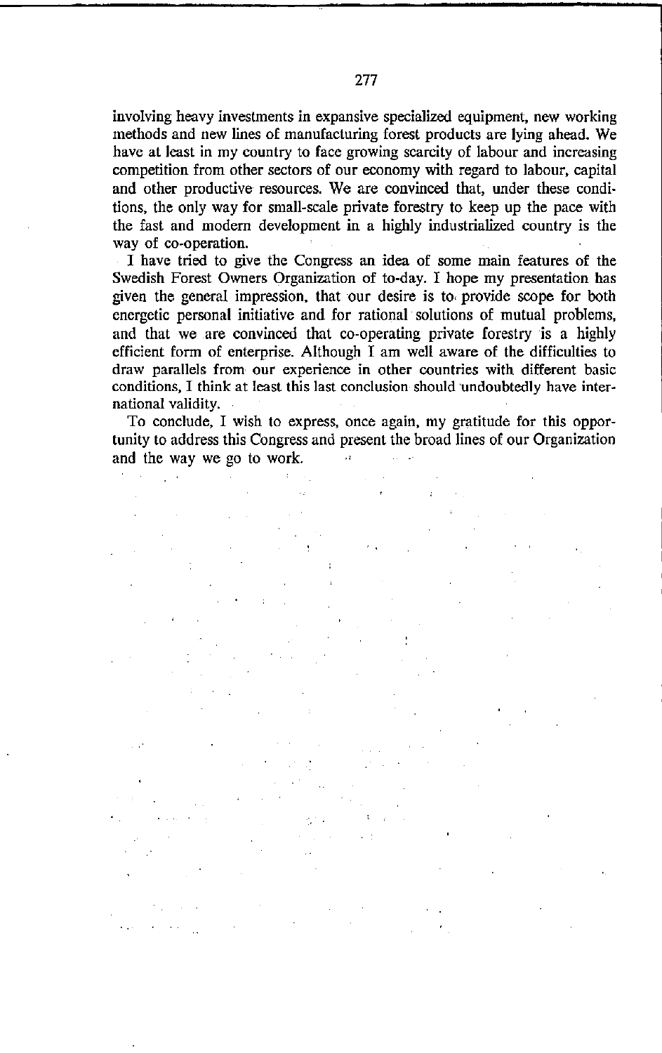involving heavy investments in expansive specialized equipment, new working methods and new lines of manufacturing forest products are lying ahead. We have at least in my country to face growing scarcity of labour and increasing competition from other sectors of our economy with regard to labour, capital and other productive resources. We are convinced that, under these conditions, the only way for small-scale private forestry to keep up the pace with the fast and modern development in a highly industrialized country is the way of co-operation.

I have tried to give the Congress an idea of some main features of the Swedish Forest Owners Organization of to-day. I hope my presentation has given the general impression, that our desire is to provide scope for both energetic personal initiative and for rational solutions of mutual problems, and that we are convinced that co-operating private forestry is a highly efficient form of enterprise. Although I am well aware of the difficulties to draw parallels from our experience in other countries with different basic conditions, I think at least this last conclusion should undoubtedly have international validity.

To conclude, I wish to express, once again, my gratitude for this opportunity to address this Congress and present the broad lines of our Organization and the way we go to work.